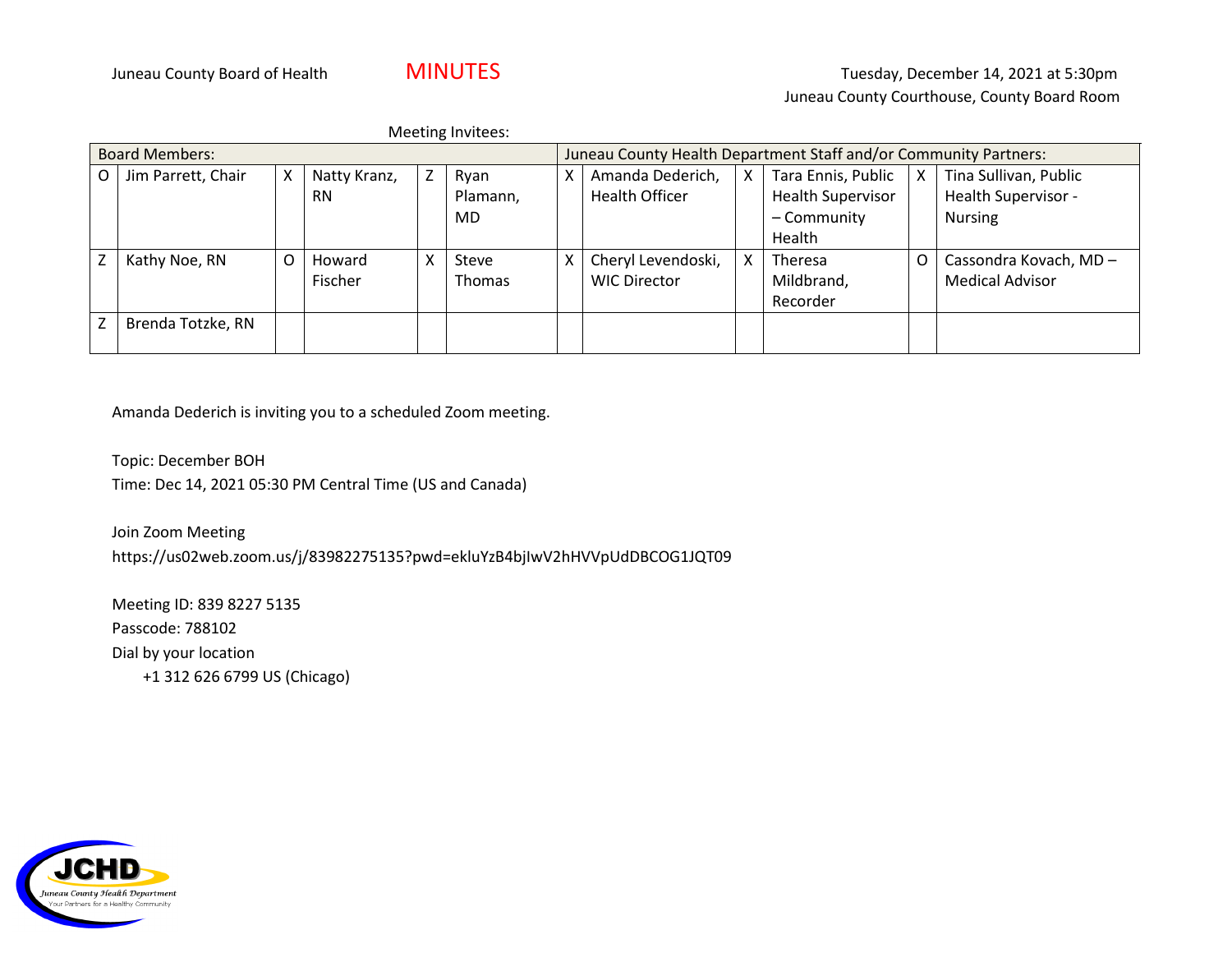Juneau County Board of Health **MINUTES** Tuesday, December 14, 2021 at 5:30pm

Juneau County Courthouse, County Board Room

Meeting Invitees:

| Board Members: | | | | | | Juneau County Health Department Staff and/or Community Partners: | | | | | |
|---|---|---|---|---|---|---|---|---|---|---|---|
| O | Jim Parrett, Chair | X | Natty Kranz, RN | Z | Ryan Plamann, MD | X | Amanda Dederich, Health Officer | X | Tara Ennis, Public Health Supervisor – Community Health | X | Tina Sullivan, Public Health Supervisor - Nursing |
| Z | Kathy Noe, RN | O | Howard Fischer | X | Steve Thomas | X | Cheryl Levendoski, WIC Director | X | Theresa Mildbrand, Recorder | O | Cassondra Kovach, MD – Medical Advisor |
| Z | Brenda Totzke, RN | | | | | | | | | | |

Amanda Dederich is inviting you to a scheduled Zoom meeting.

Topic: December BOH
Time: Dec 14, 2021 05:30 PM Central Time (US and Canada)

Join Zoom Meeting
https://us02web.zoom.us/j/83982275135?pwd=ekluYzB4bjIwV2hHVVpUdDBCOG1JQT09

Meeting ID: 839 8227 5135
Passcode: 788102
Dial by your location
+1 312 626 6799 US (Chicago)

JCHD
Juneau County Health Department
Your Partners for a Healthy Community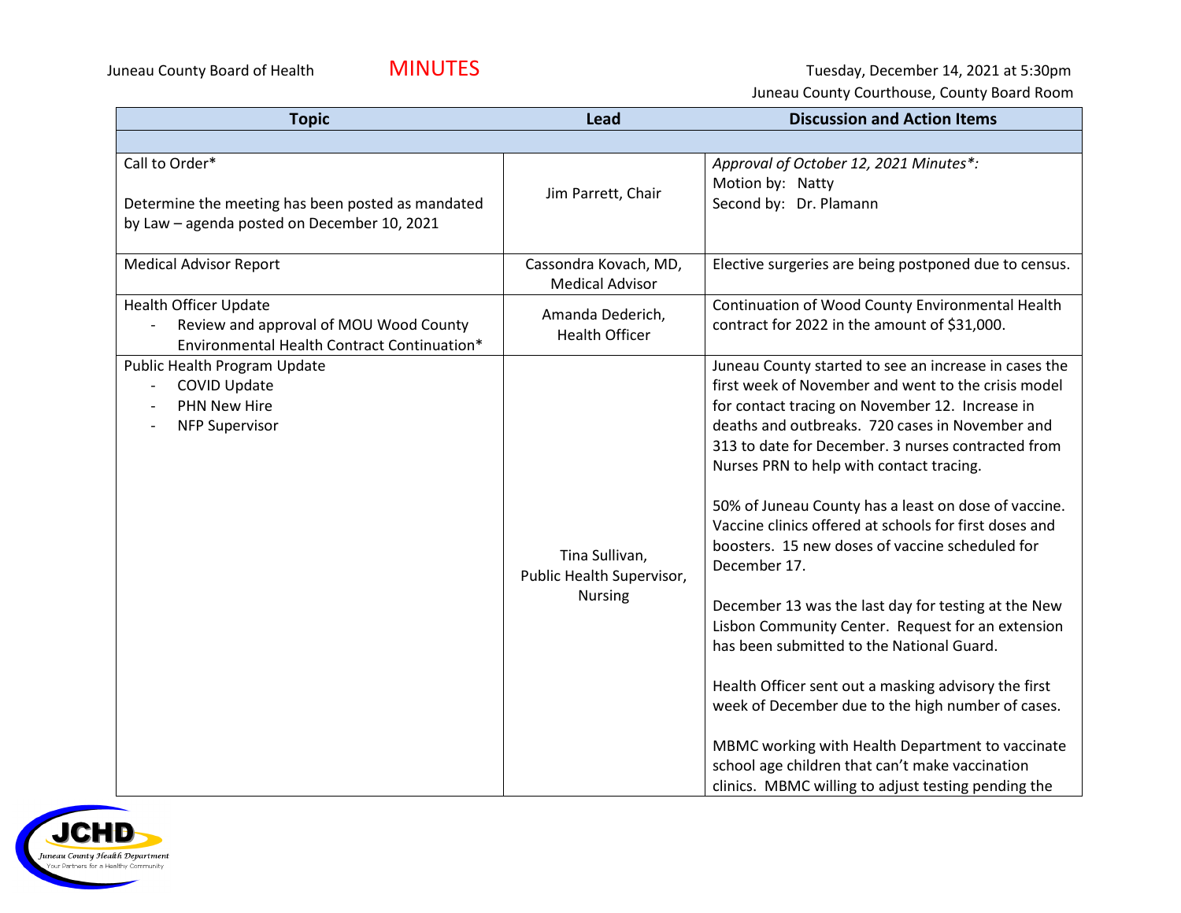Juneau County Board of Health **MINUTES** Tuesday, December 14, 2021 at 5:30pm

Juneau County Courthouse, County Board Room

| Topic | Lead | Discussion and Action Items |
|---|---|---|
| | | |
| Call to Order*<br><br>Determine the meeting has been posted as mandated by Law – agenda posted on December 10, 2021 | Jim Parrett, Chair | *Approval of October 12, 2021 Minutes*:*<br>Motion by: Natty<br>Second by: Dr. Plamann |
| Medical Advisor Report | Cassondra Kovach, MD, Medical Advisor | Elective surgeries are being postponed due to census. |
| Health Officer Update<br>- Review and approval of MOU Wood County Environmental Health Contract Continuation* | Amanda Dederich, Health Officer | Continuation of Wood County Environmental Health contract for 2022 in the amount of $31,000. |
| Public Health Program Update<br>- COVID Update<br>- PHN New Hire<br>- NFP Supervisor | Tina Sullivan, Public Health Supervisor, Nursing | Juneau County started to see an increase in cases the first week of November and went to the crisis model for contact tracing on November 12. Increase in deaths and outbreaks. 720 cases in November and 313 to date for December. 3 nurses contracted from Nurses PRN to help with contact tracing.<br><br>50% of Juneau County has a least on dose of vaccine. Vaccine clinics offered at schools for first doses and boosters. 15 new doses of vaccine scheduled for December 17.<br><br>December 13 was the last day for testing at the New Lisbon Community Center. Request for an extension has been submitted to the National Guard.<br><br>Health Officer sent out a masking advisory the first week of December due to the high number of cases.<br><br>MBMC working with Health Department to vaccinate school age children that can't make vaccination clinics. MBMC willing to adjust testing pending the |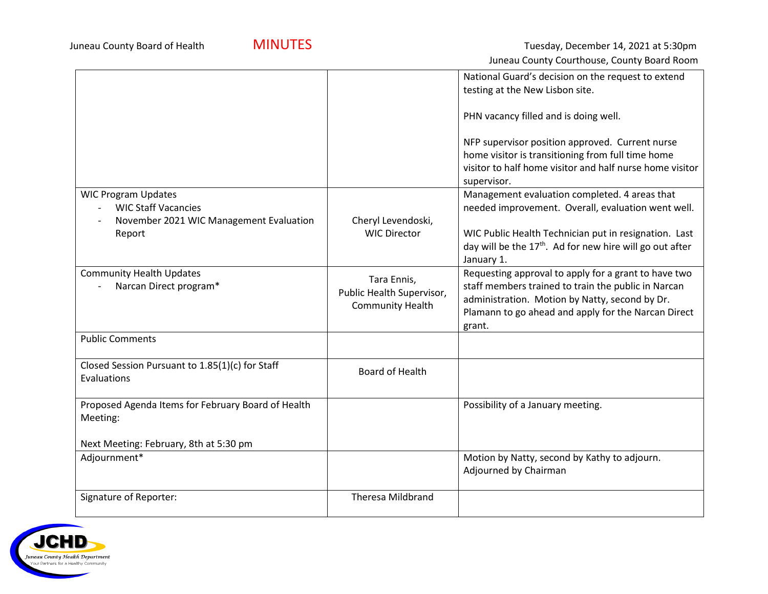Juneau County Board of Health **MINUTES** Tuesday, December 14, 2021 at 5:30pm
Juneau County Courthouse, County Board Room

| | | |
|---|---|---|
| | | National Guard's decision on the request to extend testing at the New Lisbon site.<br><br>PHN vacancy filled and is doing well.<br><br>NFP supervisor position approved. Current nurse home visitor is transitioning from full time home visitor to half home visitor and half nurse home visitor supervisor. |
| WIC Program Updates<br>- WIC Staff Vacancies<br>- November 2021 WIC Management Evaluation Report | Cheryl Levendoski, WIC Director | Management evaluation completed. 4 areas that needed improvement. Overall, evaluation went well.<br><br>WIC Public Health Technician put in resignation. Last day will be the 17th. Ad for new hire will go out after January 1. |
| Community Health Updates<br>- Narcan Direct program* | Tara Ennis, Public Health Supervisor, Community Health | Requesting approval to apply for a grant to have two staff members trained to train the public in Narcan administration. Motion by Natty, second by Dr. Plamann to go ahead and apply for the Narcan Direct grant. |
| Public Comments | | |
| Closed Session Pursuant to 1.85(1)(c) for Staff Evaluations | Board of Health | |
| Proposed Agenda Items for February Board of Health Meeting:<br><br>Next Meeting: February, 8th at 5:30 pm | | Possibility of a January meeting. |
| Adjournment* | | Motion by Natty, second by Kathy to adjourn. Adjourned by Chairman |
| Signature of Reporter: | Theresa Mildbrand | |

JCHD
Juneau County Health Department
Your Partners for a Healthy Community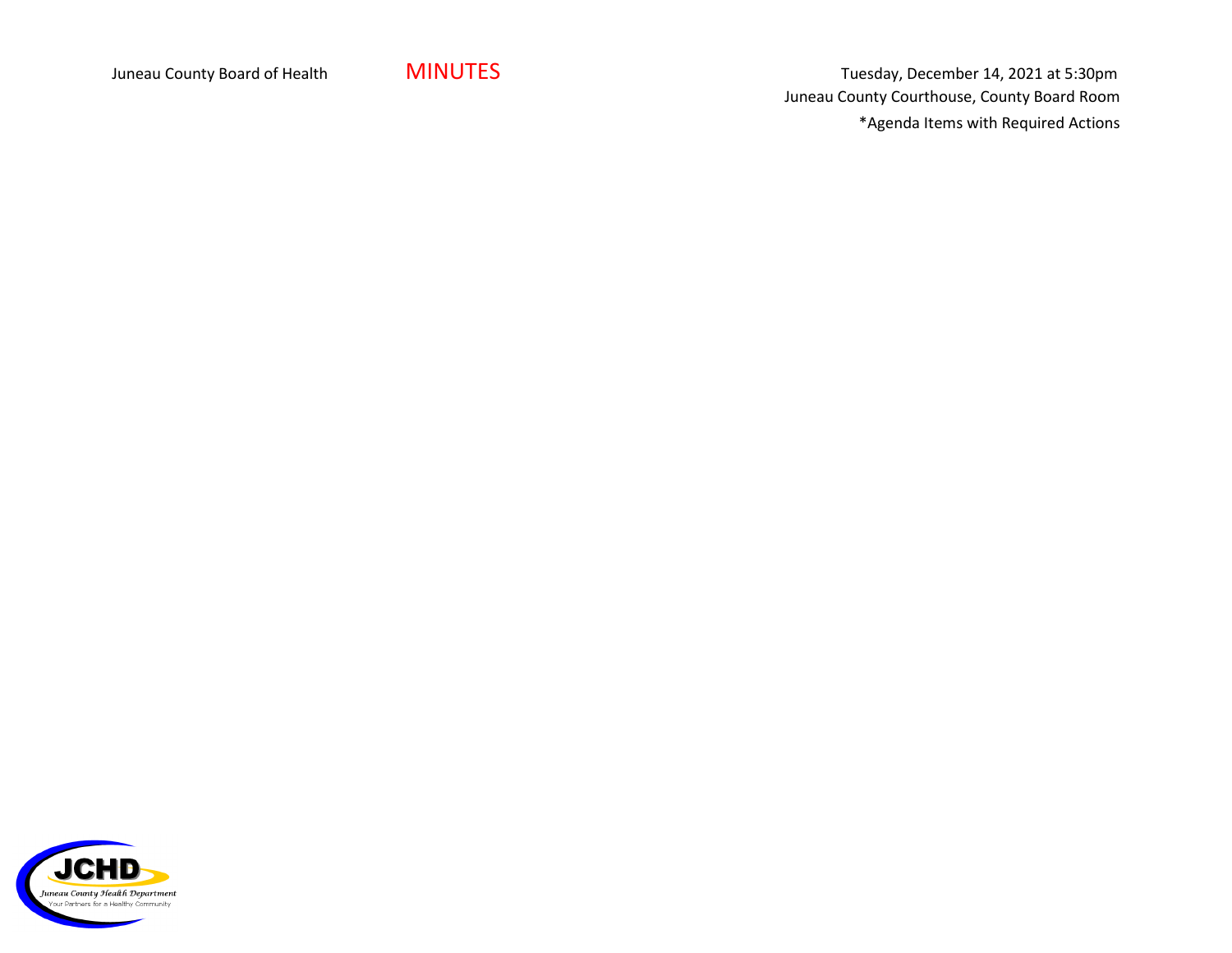Juneau County Board of Health

MINUTES

Tuesday, December 14, 2021 at 5:30pm
Juneau County Courthouse, County Board Room
*Agenda Items with Required Actions